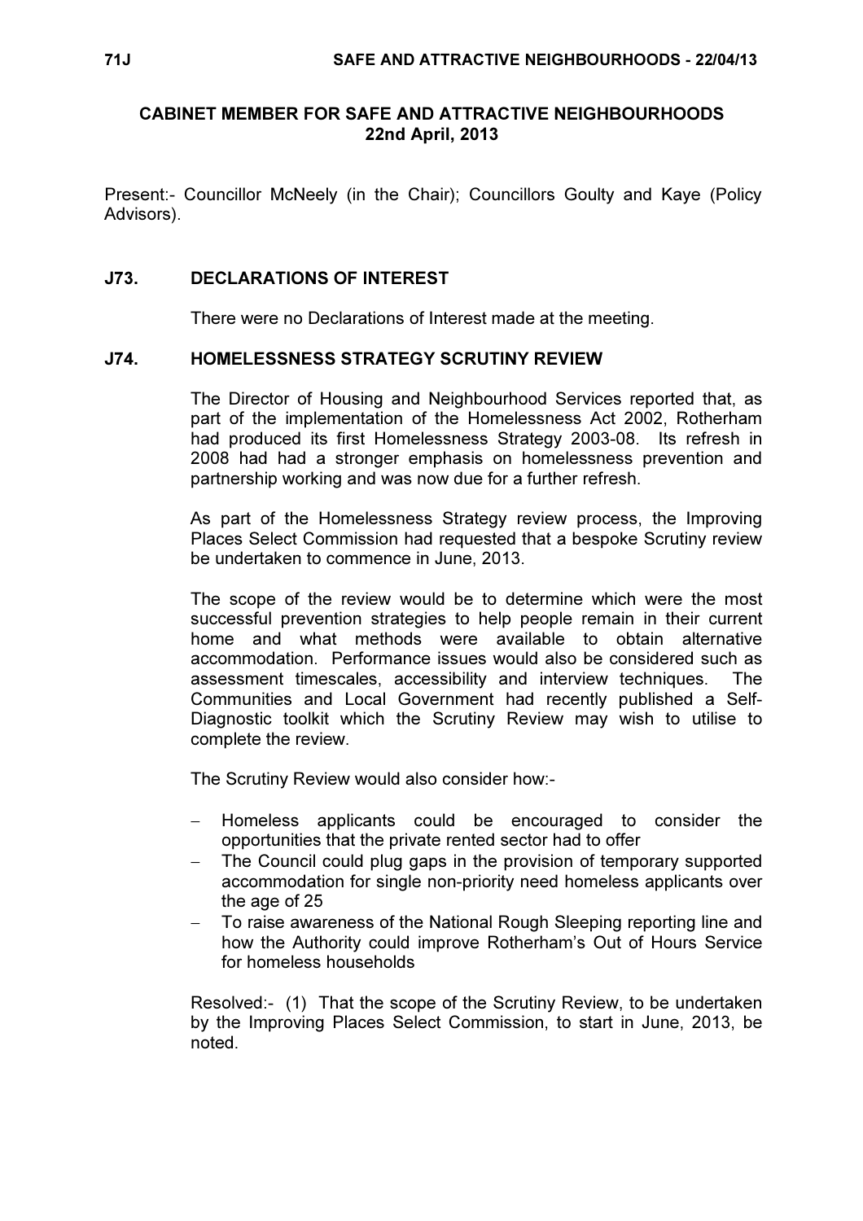## CABINET MEMBER FOR SAFE AND ATTRACTIVE NEIGHBOURHOODS
**22nd April, 2013**

Present:- Councillor McNeely (in the Chair); Councillors Goulty and Kaye (Policy Advisors).

### J73. DECLARATIONS OF INTEREST

There were no Declarations of Interest made at the meeting.

### J74. HOMELESSNESS STRATEGY SCRUTINY REVIEW

The Director of Housing and Neighbourhood Services reported that, as part of the implementation of the Homelessness Act 2002, Rotherham had produced its first Homelessness Strategy 2003-08. Its refresh in 2008 had had a stronger emphasis on homelessness prevention and partnership working and was now due for a further refresh.

As part of the Homelessness Strategy review process, the Improving Places Select Commission had requested that a bespoke Scrutiny review be undertaken to commence in June, 2013.

The scope of the review would be to determine which were the most successful prevention strategies to help people remain in their current home and what methods were available to obtain alternative accommodation. Performance issues would also be considered such as assessment timescales, accessibility and interview techniques. The Communities and Local Government had recently published a Self-Diagnostic toolkit which the Scrutiny Review may wish to utilise to complete the review.

The Scrutiny Review would also consider how:-

- Homeless applicants could be encouraged to consider the opportunities that the private rented sector had to offer
- The Council could plug gaps in the provision of temporary supported accommodation for single non-priority need homeless applicants over the age of 25
- To raise awareness of the National Rough Sleeping reporting line and how the Authority could improve Rotherham's Out of Hours Service for homeless households

Resolved:- (1) That the scope of the Scrutiny Review, to be undertaken by the Improving Places Select Commission, to start in June, 2013, be noted.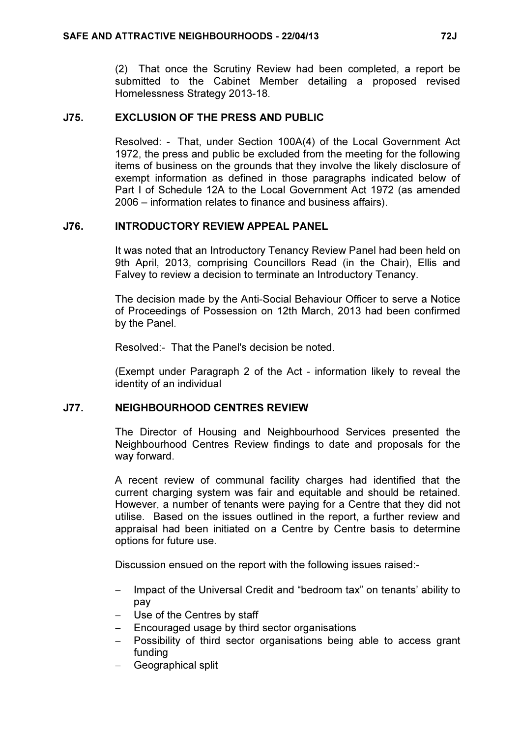(2) That once the Scrutiny Review had been completed, a report be submitted to the Cabinet Member detailing a proposed revised Homelessness Strategy 2013-18.

## J75. EXCLUSION OF THE PRESS AND PUBLIC

Resolved: - That, under Section 100A(4) of the Local Government Act 1972, the press and public be excluded from the meeting for the following items of business on the grounds that they involve the likely disclosure of exempt information as defined in those paragraphs indicated below of Part I of Schedule 12A to the Local Government Act 1972 (as amended 2006 – information relates to finance and business affairs).

## J76. INTRODUCTORY REVIEW APPEAL PANEL

It was noted that an Introductory Tenancy Review Panel had been held on 9th April, 2013, comprising Councillors Read (in the Chair), Ellis and Falvey to review a decision to terminate an Introductory Tenancy.

The decision made by the Anti-Social Behaviour Officer to serve a Notice of Proceedings of Possession on 12th March, 2013 had been confirmed by the Panel.

Resolved:- That the Panel's decision be noted.

(Exempt under Paragraph 2 of the Act - information likely to reveal the identity of an individual

## J77. NEIGHBOURHOOD CENTRES REVIEW

The Director of Housing and Neighbourhood Services presented the Neighbourhood Centres Review findings to date and proposals for the way forward.

A recent review of communal facility charges had identified that the current charging system was fair and equitable and should be retained. However, a number of tenants were paying for a Centre that they did not utilise. Based on the issues outlined in the report, a further review and appraisal had been initiated on a Centre by Centre basis to determine options for future use.

Discussion ensued on the report with the following issues raised:-

- Impact of the Universal Credit and "bedroom tax" on tenants' ability to pay
- Use of the Centres by staff
- Encouraged usage by third sector organisations
- Possibility of third sector organisations being able to access grant funding
- Geographical split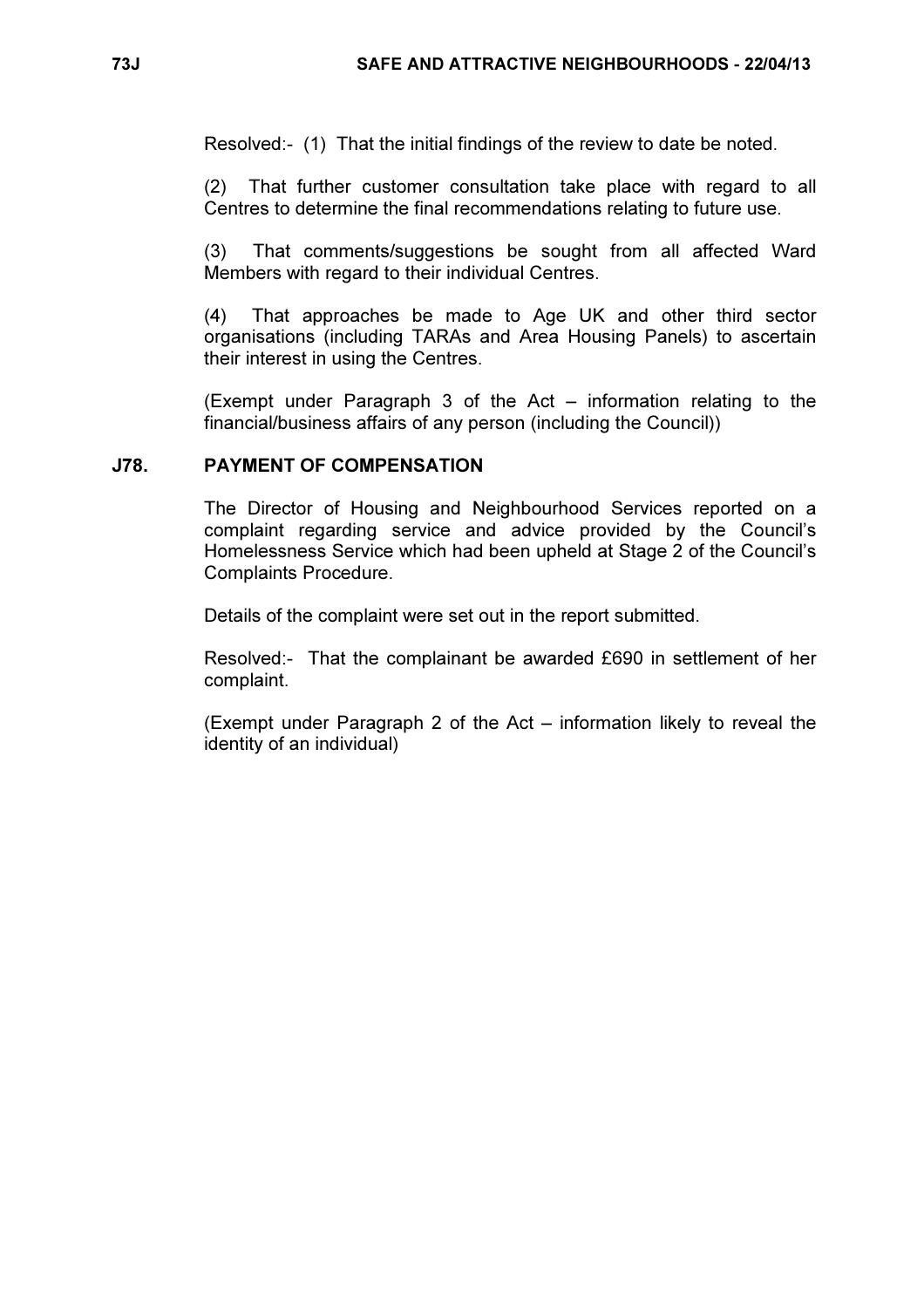Resolved:- (1) That the initial findings of the review to date be noted.

(2) That further customer consultation take place with regard to all Centres to determine the final recommendations relating to future use.

(3) That comments/suggestions be sought from all affected Ward Members with regard to their individual Centres.

(4) That approaches be made to Age UK and other third sector organisations (including TARAs and Area Housing Panels) to ascertain their interest in using the Centres.

(Exempt under Paragraph 3 of the Act – information relating to the financial/business affairs of any person (including the Council))

## J78. PAYMENT OF COMPENSATION

The Director of Housing and Neighbourhood Services reported on a complaint regarding service and advice provided by the Council's Homelessness Service which had been upheld at Stage 2 of the Council's Complaints Procedure.

Details of the complaint were set out in the report submitted.

Resolved:- That the complainant be awarded £690 in settlement of her complaint.

(Exempt under Paragraph 2 of the Act – information likely to reveal the identity of an individual)